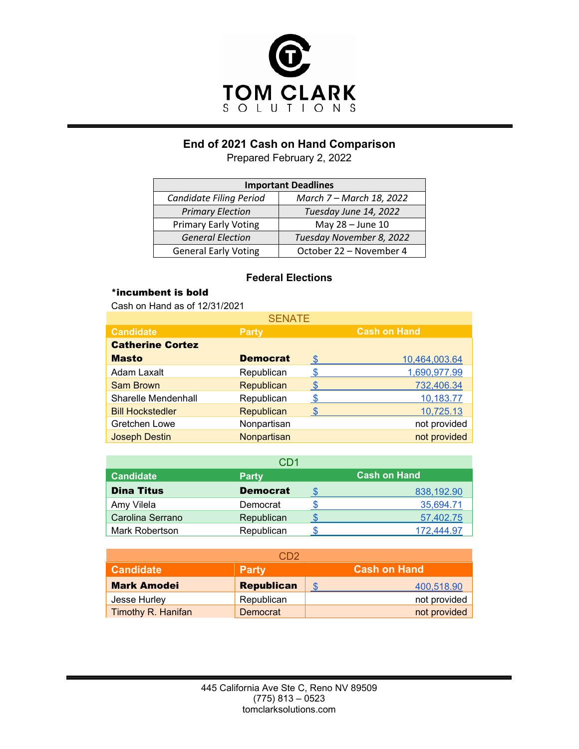# TOM CLARK SOLUTIONS

## End of 2021 Cash on Hand Comparison

Prepared February 2, 2022

| Important Deadlines | |
|---|---|
| *Candidate Filing Period* | *March 7 – March 18, 2022* |
| *Primary Election* | *Tuesday June 14, 2022* |
| Primary Early Voting | May 28 – June 10 |
| *General Election* | *Tuesday November 8, 2022* |
| General Early Voting | October 22 – November 4 |

### Federal Elections

***incumbent is bold**

Cash on Hand as of 12/31/2021

| SENATE | | |
|---|---|---|
| Candidate | Party | Cash on Hand |
| **Catherine Cortez Masto** | **Democrat** | $ 10,464,003.64 |
| Adam Laxalt | Republican | $ 1,690,977.99 |
| Sam Brown | Republican | $ 732,406.34 |
| Sharelle Mendenhall | Republican | $ 10,183.77 |
| Bill Hockstedler | Republican | $ 10,725.13 |
| Gretchen Lowe | Nonpartisan | not provided |
| Joseph Destin | Nonpartisan | not provided |

| CD1 | | |
|---|---|---|
| Candidate | Party | Cash on Hand |
| **Dina Titus** | **Democrat** | $ 838,192.90 |
| Amy Vilela | Democrat | $ 35,694.71 |
| Carolina Serrano | Republican | $ 57,402.75 |
| Mark Robertson | Republican | $ 172,444.97 |

| CD2 | | |
|---|---|---|
| Candidate | Party | Cash on Hand |
| **Mark Amodei** | **Republican** | $ 400,518.90 |
| Jesse Hurley | Republican | not provided |
| Timothy R. Hanifan | Democrat | not provided |

445 California Ave Ste C, Reno NV 89509
(775) 813 – 0523
tomclarksolutions.com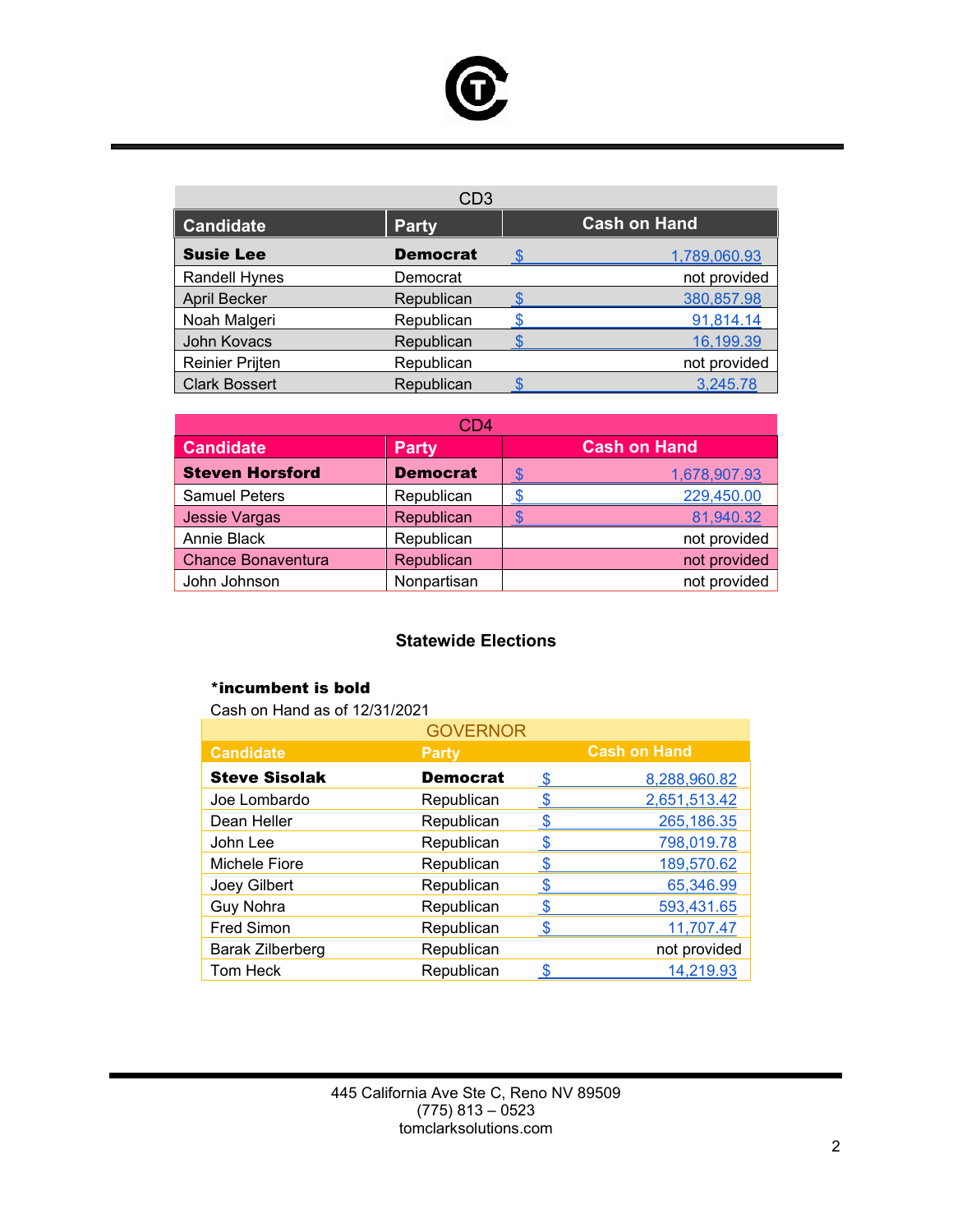| CD3 | | |
|---|---|---|
| **Candidate** | **Party** | **Cash on Hand** |
| **Susie Lee** | **Democrat** | $ 1,789,060.93 |
| Randell Hynes | Democrat | not provided |
| April Becker | Republican | $ 380,857.98 |
| Noah Malgeri | Republican | $ 91,814.14 |
| John Kovacs | Republican | $ 16,199.39 |
| Reinier Prijten | Republican | not provided |
| Clark Bossert | Republican | $ 3,245.78 |

| CD4 | | |
|---|---|---|
| **Candidate** | **Party** | **Cash on Hand** |
| **Steven Horsford** | **Democrat** | $ 1,678,907.93 |
| Samuel Peters | Republican | $ 229,450.00 |
| Jessie Vargas | Republican | $ 81,940.32 |
| Annie Black | Republican | not provided |
| Chance Bonaventura | Republican | not provided |
| John Johnson | Nonpartisan | not provided |

## Statewide Elections

***incumbent is bold**

Cash on Hand as of 12/31/2021

| GOVERNOR | | |
|---|---|---|
| **Candidate** | **Party** | **Cash on Hand** |
| **Steve Sisolak** | **Democrat** | $ 8,288,960.82 |
| Joe Lombardo | Republican | $ 2,651,513.42 |
| Dean Heller | Republican | $ 265,186.35 |
| John Lee | Republican | $ 798,019.78 |
| Michele Fiore | Republican | $ 189,570.62 |
| Joey Gilbert | Republican | $ 65,346.99 |
| Guy Nohra | Republican | $ 593,431.65 |
| Fred Simon | Republican | $ 11,707.47 |
| Barak Zilberberg | Republican | not provided |
| Tom Heck | Republican | $ 14,219.93 |

445 California Ave Ste C, Reno NV 89509
(775) 813 – 0523
tomclarksolutions.com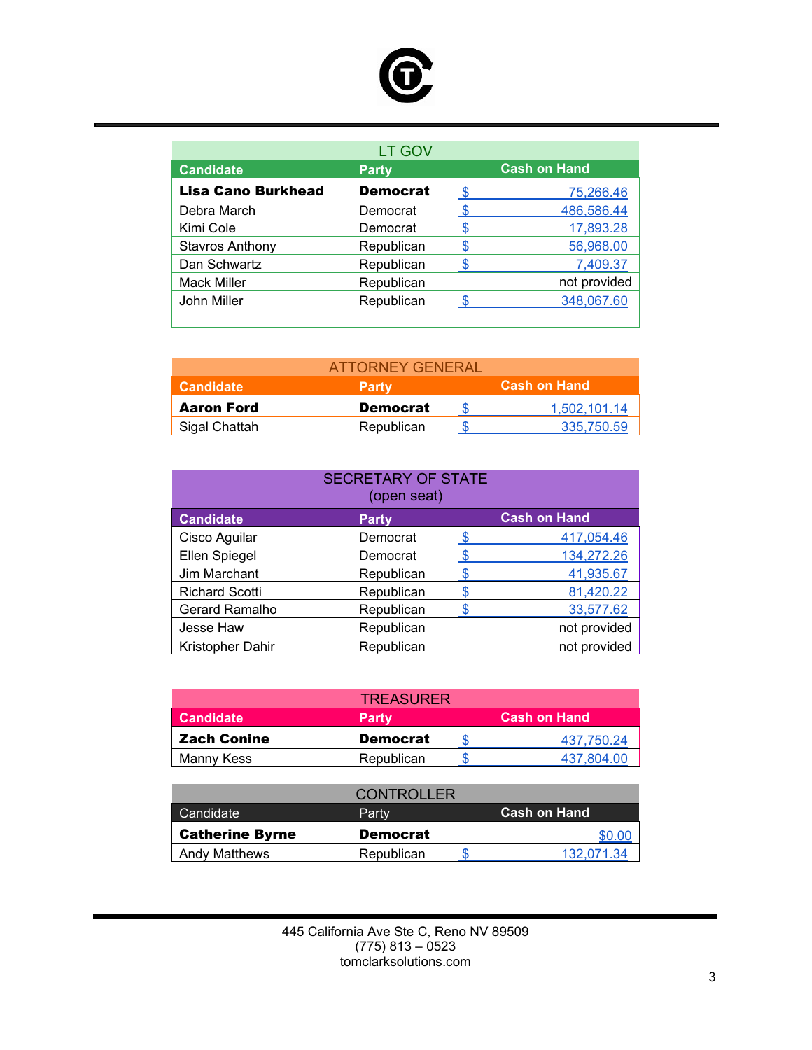| LT GOV | | |
|---|---|---|
| **Candidate** | **Party** | **Cash on Hand** |
| **Lisa Cano Burkhead** | **Democrat** | $ 75,266.46 |
| Debra March | Democrat | $ 486,586.44 |
| Kimi Cole | Democrat | $ 17,893.28 |
| Stavros Anthony | Republican | $ 56,968.00 |
| Dan Schwartz | Republican | $ 7,409.37 |
| Mack Miller | Republican | not provided |
| John Miller | Republican | $ 348,067.60 |

| ATTORNEY GENERAL | | |
|---|---|---|
| **Candidate** | **Party** | **Cash on Hand** |
| **Aaron Ford** | **Democrat** | $ 1,502,101.14 |
| Sigal Chattah | Republican | $ 335,750.59 |

| SECRETARY OF STATE (open seat) | | |
|---|---|---|
| **Candidate** | **Party** | **Cash on Hand** |
| Cisco Aguilar | Democrat | $ 417,054.46 |
| Ellen Spiegel | Democrat | $ 134,272.26 |
| Jim Marchant | Republican | $ 41,935.67 |
| Richard Scotti | Republican | $ 81,420.22 |
| Gerard Ramalho | Republican | $ 33,577.62 |
| Jesse Haw | Republican | not provided |
| Kristopher Dahir | Republican | not provided |

| TREASURER | | |
|---|---|---|
| **Candidate** | **Party** | **Cash on Hand** |
| **Zach Conine** | **Democrat** | $ 437,750.24 |
| Manny Kess | Republican | $ 437,804.00 |

| CONTROLLER | | |
|---|---|---|
| Candidate | Party | **Cash on Hand** |
| **Catherine Byrne** | **Democrat** | $0.00 |
| Andy Matthews | Republican | $ 132,071.34 |

445 California Ave Ste C, Reno NV 89509
(775) 813 – 0523
tomclarksolutions.com